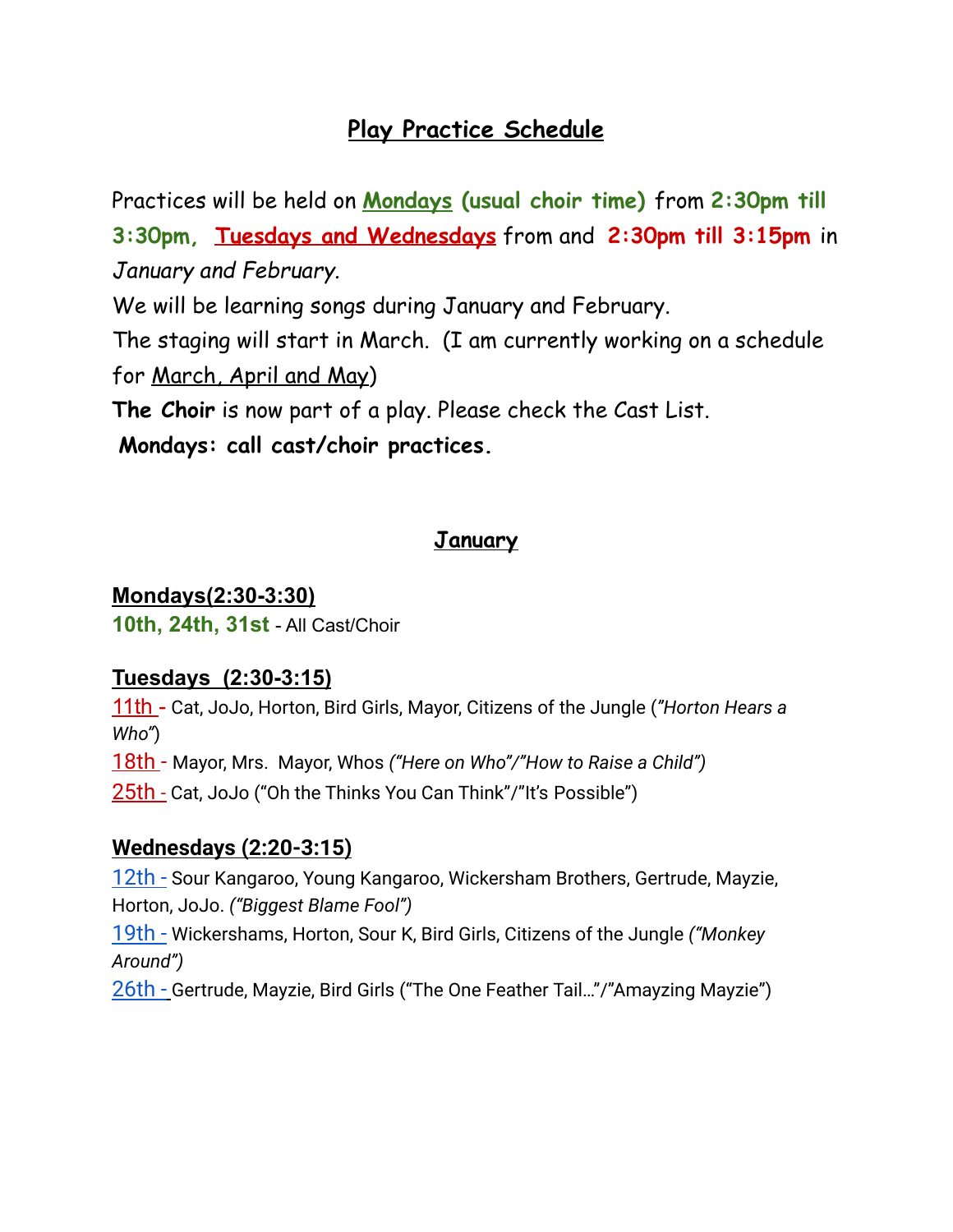# Play Practice Schedule

Practices will be held on **Mondays (usual choir time)** from **2:30pm till 3:30pm**, **Tuesdays and Wednesdays** from and **2:30pm till 3:15pm** in *January and February.*

We will be learning songs during January and February.

The staging will start in March. (I am currently working on a schedule for March, April and May)

**The Choir** is now part of a play. Please check the Cast List.

**Mondays: call cast/choir practices.**

## January

### Mondays(2:30-3:30)

**10th, 24th, 31st** - All Cast/Choir

### Tuesdays (2:30-3:15)

11th - Cat, JoJo, Horton, Bird Girls, Mayor, Citizens of the Jungle (*"Horton Hears a Who"*)

18th - Mayor, Mrs. Mayor, Whos *("Here on Who"/"How to Raise a Child")*

25th - Cat, JoJo ("Oh the Thinks You Can Think"/"It's Possible")

### Wednesdays (2:20-3:15)

12th - Sour Kangaroo, Young Kangaroo, Wickersham Brothers, Gertrude, Mayzie, Horton, JoJo. *("Biggest Blame Fool")*

19th - Wickershams, Horton, Sour K, Bird Girls, Citizens of the Jungle *("Monkey Around")*

26th - Gertrude, Mayzie, Bird Girls ("The One Feather Tail…"/"Amayzing Mayzie")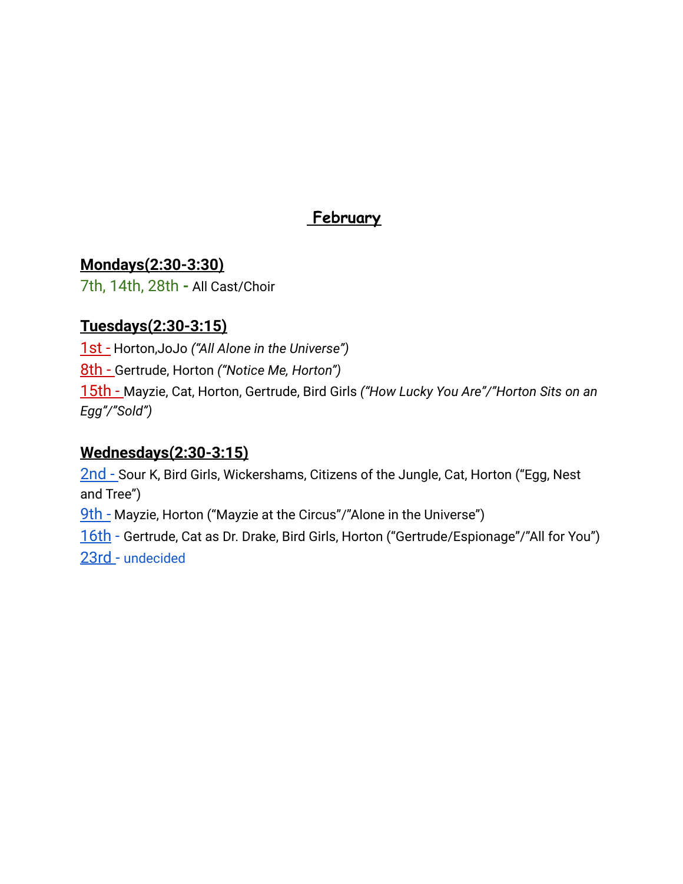## February

**Mondays(2:30-3:30)**

7th, 14th, 28th - All Cast/Choir

**Tuesdays(2:30-3:15)**

1st - Horton,JoJo *("All Alone in the Universe")*

8th - Gertrude, Horton *("Notice Me, Horton")*

15th - Mayzie, Cat, Horton, Gertrude, Bird Girls *("How Lucky You Are"/"Horton Sits on an Egg"/"Sold")*

**Wednesdays(2:30-3:15)**

2nd - Sour K, Bird Girls, Wickershams, Citizens of the Jungle, Cat, Horton ("Egg, Nest and Tree")

9th - Mayzie, Horton ("Mayzie at the Circus"/"Alone in the Universe")

16th - Gertrude, Cat as Dr. Drake, Bird Girls, Horton ("Gertrude/Espionage"/"All for You")

23rd - undecided